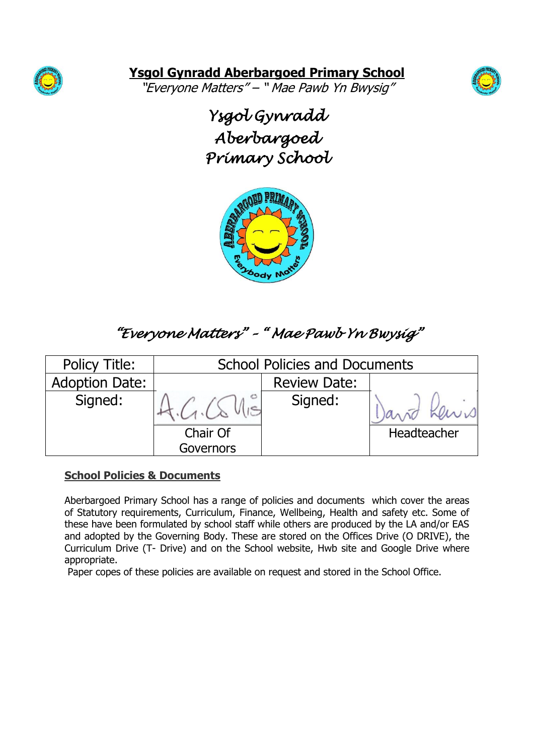# Ysgol Gynradd Aberbargoed Primary School

*"Everyone Matters" – " Mae Pawb Yn Bwysig"*

*Ysgol Gynradd Aberbargoed Primary School*

*"Everyone Matters" – " Mae Pawb Yn Bwysig"*

| Policy Title: | School Policies and Documents | | |
|---|---|---|---|
| Adoption Date: | | Review Date: | |
| Signed: | A.G.Collis | Signed: | David Lewis |
| | Chair Of Governors | | Headteacher |

## School Policies & Documents

Aberbargoed Primary School has a range of policies and documents which cover the areas of Statutory requirements, Curriculum, Finance, Wellbeing, Health and safety etc. Some of these have been formulated by school staff while others are produced by the LA and/or EAS and adopted by the Governing Body. These are stored on the Offices Drive (O DRIVE), the Curriculum Drive (T- Drive) and on the School website, Hwb site and Google Drive where appropriate.

Paper copes of these policies are available on request and stored in the School Office.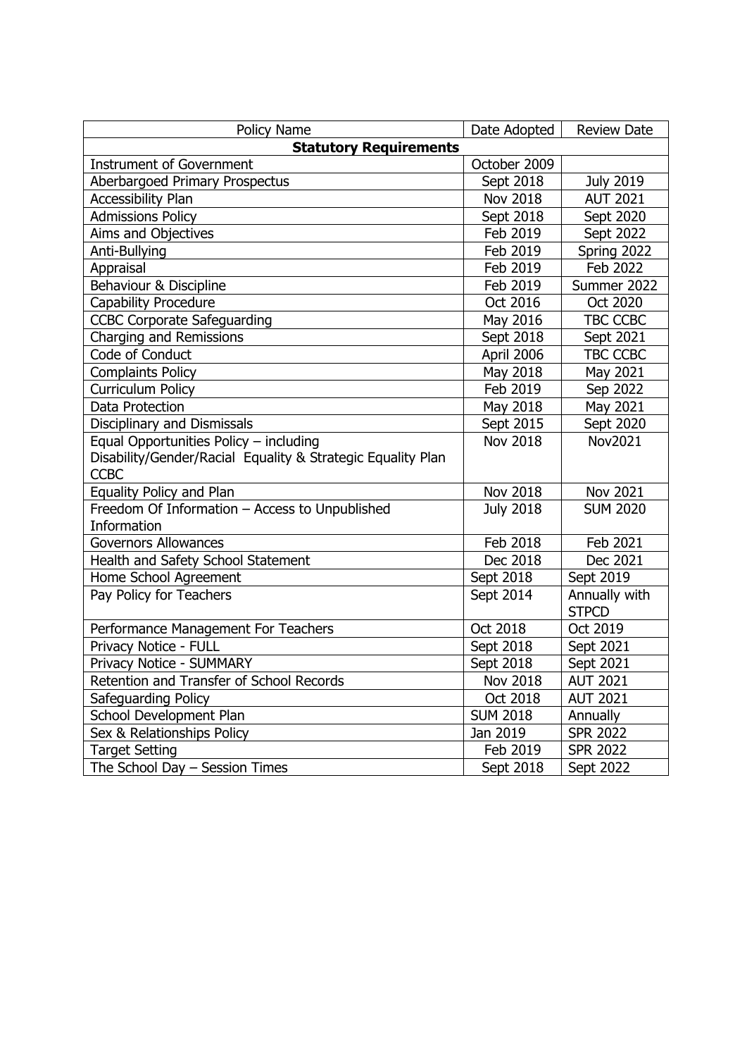| Policy Name | Date Adopted | Review Date |
|---|---|---|
| **Statutory Requirements** | | |
| Instrument of Government | October 2009 | |
| Aberbargoed Primary Prospectus | Sept 2018 | July 2019 |
| Accessibility Plan | Nov 2018 | AUT 2021 |
| Admissions Policy | Sept 2018 | Sept 2020 |
| Aims and Objectives | Feb 2019 | Sept 2022 |
| Anti-Bullying | Feb 2019 | Spring 2022 |
| Appraisal | Feb 2019 | Feb 2022 |
| Behaviour & Discipline | Feb 2019 | Summer 2022 |
| Capability Procedure | Oct 2016 | Oct 2020 |
| CCBC Corporate Safeguarding | May 2016 | TBC CCBC |
| Charging and Remissions | Sept 2018 | Sept 2021 |
| Code of Conduct | April 2006 | TBC CCBC |
| Complaints Policy | May 2018 | May 2021 |
| Curriculum Policy | Feb 2019 | Sep 2022 |
| Data Protection | May 2018 | May 2021 |
| Disciplinary and Dismissals | Sept 2015 | Sept 2020 |
| Equal Opportunities Policy – including Disability/Gender/Racial Equality & Strategic Equality Plan CCBC | Nov 2018 | Nov2021 |
| Equality Policy and Plan | Nov 2018 | Nov 2021 |
| Freedom Of Information – Access to Unpublished Information | July 2018 | SUM 2020 |
| Governors Allowances | Feb 2018 | Feb 2021 |
| Health and Safety School Statement | Dec 2018 | Dec 2021 |
| Home School Agreement | Sept 2018 | Sept 2019 |
| Pay Policy for Teachers | Sept 2014 | Annually with STPCD |
| Performance Management For Teachers | Oct 2018 | Oct 2019 |
| Privacy Notice - FULL | Sept 2018 | Sept 2021 |
| Privacy Notice - SUMMARY | Sept 2018 | Sept 2021 |
| Retention and Transfer of School Records | Nov 2018 | AUT 2021 |
| Safeguarding Policy | Oct 2018 | AUT 2021 |
| School Development Plan | SUM 2018 | Annually |
| Sex & Relationships Policy | Jan 2019 | SPR 2022 |
| Target Setting | Feb 2019 | SPR 2022 |
| The School Day – Session Times | Sept 2018 | Sept 2022 |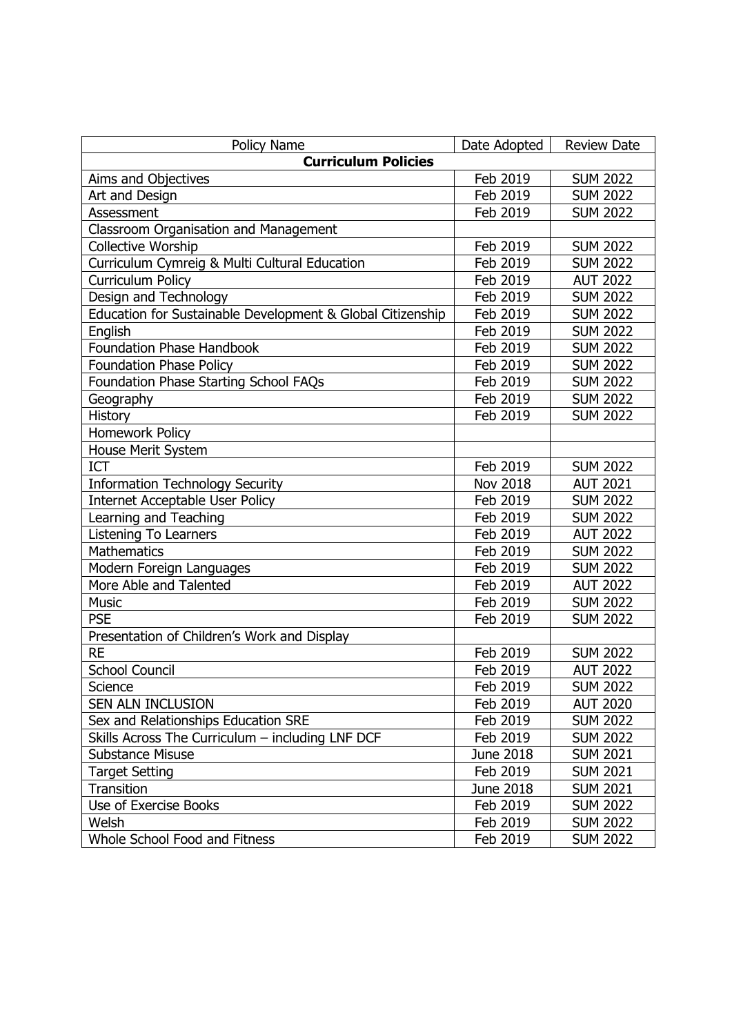| Policy Name | Date Adopted | Review Date |
|---|---|---|
| **Curriculum Policies** | | |
| Aims and Objectives | Feb 2019 | SUM 2022 |
| Art and Design | Feb 2019 | SUM 2022 |
| Assessment | Feb 2019 | SUM 2022 |
| Classroom Organisation and Management | | |
| Collective Worship | Feb 2019 | SUM 2022 |
| Curriculum Cymreig & Multi Cultural Education | Feb 2019 | SUM 2022 |
| Curriculum Policy | Feb 2019 | AUT 2022 |
| Design and Technology | Feb 2019 | SUM 2022 |
| Education for Sustainable Development & Global Citizenship | Feb 2019 | SUM 2022 |
| English | Feb 2019 | SUM 2022 |
| Foundation Phase Handbook | Feb 2019 | SUM 2022 |
| Foundation Phase Policy | Feb 2019 | SUM 2022 |
| Foundation Phase Starting School FAQs | Feb 2019 | SUM 2022 |
| Geography | Feb 2019 | SUM 2022 |
| History | Feb 2019 | SUM 2022 |
| Homework Policy | | |
| House Merit System | | |
| ICT | Feb 2019 | SUM 2022 |
| Information Technology Security | Nov 2018 | AUT 2021 |
| Internet Acceptable User Policy | Feb 2019 | SUM 2022 |
| Learning and Teaching | Feb 2019 | SUM 2022 |
| Listening To Learners | Feb 2019 | AUT 2022 |
| Mathematics | Feb 2019 | SUM 2022 |
| Modern Foreign Languages | Feb 2019 | SUM 2022 |
| More Able and Talented | Feb 2019 | AUT 2022 |
| Music | Feb 2019 | SUM 2022 |
| PSE | Feb 2019 | SUM 2022 |
| Presentation of Children's Work and Display | | |
| RE | Feb 2019 | SUM 2022 |
| School Council | Feb 2019 | AUT 2022 |
| Science | Feb 2019 | SUM 2022 |
| SEN ALN INCLUSION | Feb 2019 | AUT 2020 |
| Sex and Relationships Education SRE | Feb 2019 | SUM 2022 |
| Skills Across The Curriculum – including LNF DCF | Feb 2019 | SUM 2022 |
| Substance Misuse | June 2018 | SUM 2021 |
| Target Setting | Feb 2019 | SUM 2021 |
| Transition | June 2018 | SUM 2021 |
| Use of Exercise Books | Feb 2019 | SUM 2022 |
| Welsh | Feb 2019 | SUM 2022 |
| Whole School Food and Fitness | Feb 2019 | SUM 2022 |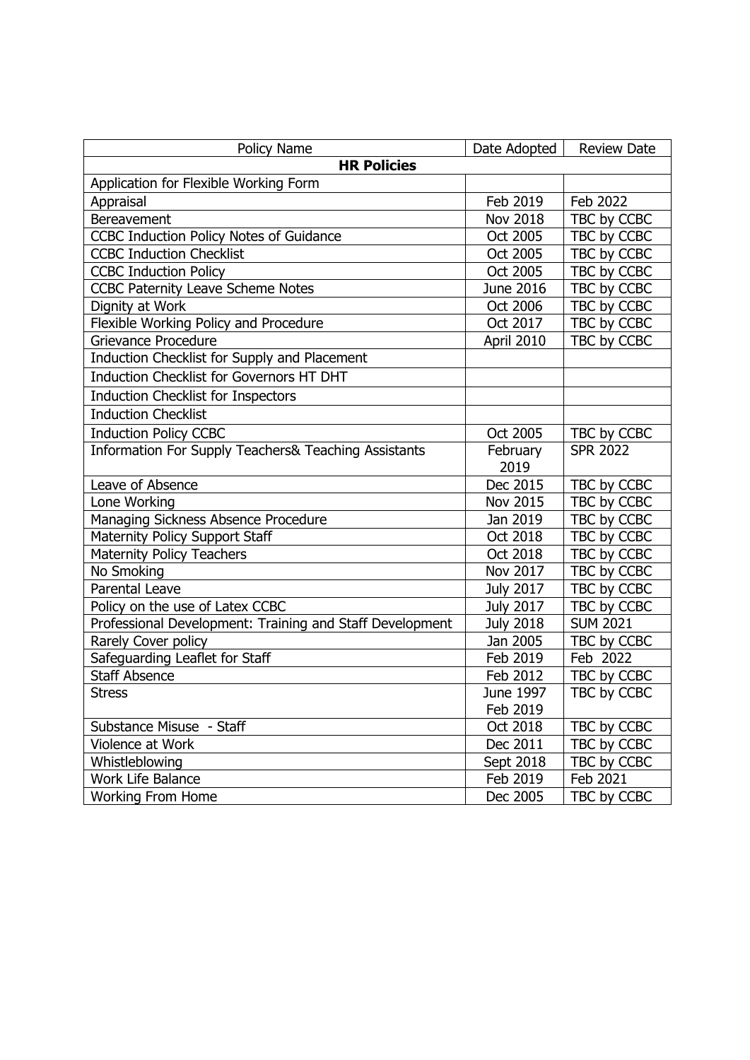| Policy Name | Date Adopted | Review Date |
| --- | --- | --- |
| **HR Policies** | | |
| Application for Flexible Working Form | | |
| Appraisal | Feb 2019 | Feb 2022 |
| Bereavement | Nov 2018 | TBC by CCBC |
| CCBC Induction Policy Notes of Guidance | Oct 2005 | TBC by CCBC |
| CCBC Induction Checklist | Oct 2005 | TBC by CCBC |
| CCBC Induction Policy | Oct 2005 | TBC by CCBC |
| CCBC Paternity Leave Scheme Notes | June 2016 | TBC by CCBC |
| Dignity at Work | Oct 2006 | TBC by CCBC |
| Flexible Working Policy and Procedure | Oct 2017 | TBC by CCBC |
| Grievance Procedure | April 2010 | TBC by CCBC |
| Induction Checklist for Supply and Placement | | |
| Induction Checklist for Governors HT DHT | | |
| Induction Checklist for Inspectors | | |
| Induction Checklist | | |
| Induction Policy CCBC | Oct 2005 | TBC by CCBC |
| Information For Supply Teachers& Teaching Assistants | February 2019 | SPR 2022 |
| Leave of Absence | Dec 2015 | TBC by CCBC |
| Lone Working | Nov 2015 | TBC by CCBC |
| Managing Sickness Absence Procedure | Jan 2019 | TBC by CCBC |
| Maternity Policy Support Staff | Oct 2018 | TBC by CCBC |
| Maternity Policy Teachers | Oct 2018 | TBC by CCBC |
| No Smoking | Nov 2017 | TBC by CCBC |
| Parental Leave | July 2017 | TBC by CCBC |
| Policy on the use of Latex CCBC | July 2017 | TBC by CCBC |
| Professional Development: Training and Staff Development | July 2018 | SUM 2021 |
| Rarely Cover policy | Jan 2005 | TBC by CCBC |
| Safeguarding Leaflet for Staff | Feb 2019 | Feb 2022 |
| Staff Absence | Feb 2012 | TBC by CCBC |
| Stress | June 1997 Feb 2019 | TBC by CCBC |
| Substance Misuse - Staff | Oct 2018 | TBC by CCBC |
| Violence at Work | Dec 2011 | TBC by CCBC |
| Whistleblowing | Sept 2018 | TBC by CCBC |
| Work Life Balance | Feb 2019 | Feb 2021 |
| Working From Home | Dec 2005 | TBC by CCBC |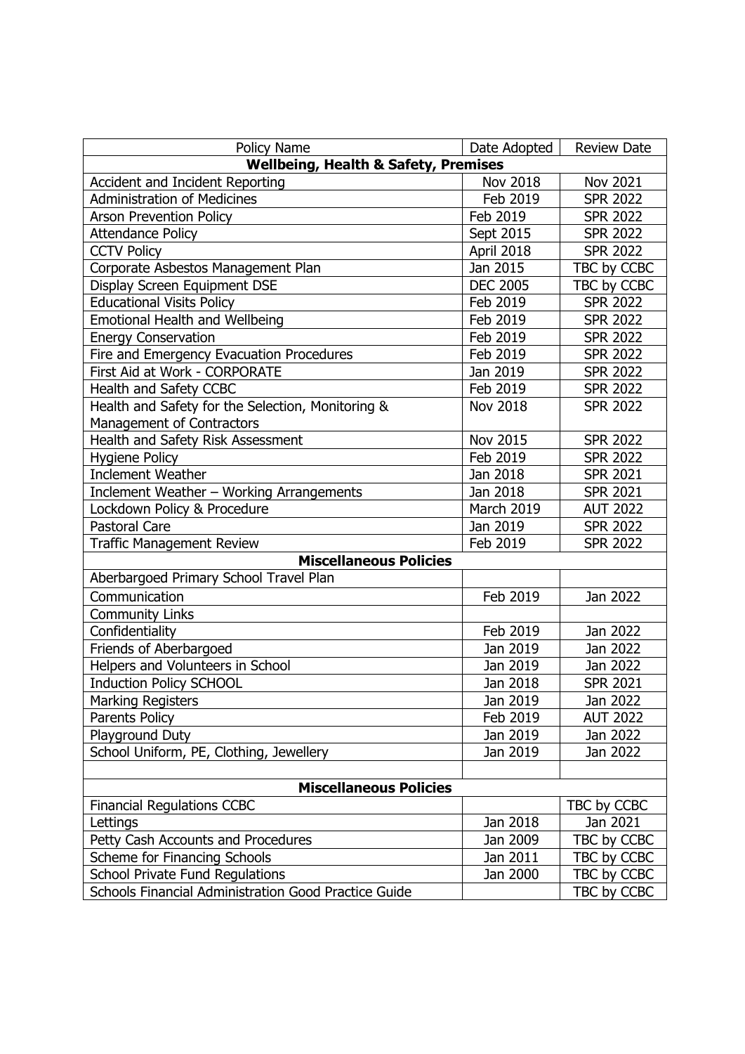| Policy Name | Date Adopted | Review Date |
|---|---|---|
| **Wellbeing, Health & Safety, Premises** | | |
| Accident and Incident Reporting | Nov 2018 | Nov 2021 |
| Administration of Medicines | Feb 2019 | SPR 2022 |
| Arson Prevention Policy | Feb 2019 | SPR 2022 |
| Attendance Policy | Sept 2015 | SPR 2022 |
| CCTV Policy | April 2018 | SPR 2022 |
| Corporate Asbestos Management Plan | Jan 2015 | TBC by CCBC |
| Display Screen Equipment DSE | DEC 2005 | TBC by CCBC |
| Educational Visits Policy | Feb 2019 | SPR 2022 |
| Emotional Health and Wellbeing | Feb 2019 | SPR 2022 |
| Energy Conservation | Feb 2019 | SPR 2022 |
| Fire and Emergency Evacuation Procedures | Feb 2019 | SPR 2022 |
| First Aid at Work - CORPORATE | Jan 2019 | SPR 2022 |
| Health and Safety CCBC | Feb 2019 | SPR 2022 |
| Health and Safety for the Selection, Monitoring & Management of Contractors | Nov 2018 | SPR 2022 |
| Health and Safety Risk Assessment | Nov 2015 | SPR 2022 |
| Hygiene Policy | Feb 2019 | SPR 2022 |
| Inclement Weather | Jan 2018 | SPR 2021 |
| Inclement Weather – Working Arrangements | Jan 2018 | SPR 2021 |
| Lockdown Policy & Procedure | March 2019 | AUT 2022 |
| Pastoral Care | Jan 2019 | SPR 2022 |
| Traffic Management Review | Feb 2019 | SPR 2022 |
| **Miscellaneous Policies** | | |
| Aberbargoed Primary School Travel Plan | | |
| Communication | Feb 2019 | Jan 2022 |
| Community Links | | |
| Confidentiality | Feb 2019 | Jan 2022 |
| Friends of Aberbargoed | Jan 2019 | Jan 2022 |
| Helpers and Volunteers in School | Jan 2019 | Jan 2022 |
| Induction Policy SCHOOL | Jan 2018 | SPR 2021 |
| Marking Registers | Jan 2019 | Jan 2022 |
| Parents Policy | Feb 2019 | AUT 2022 |
| Playground Duty | Jan 2019 | Jan 2022 |
| School Uniform, PE, Clothing, Jewellery | Jan 2019 | Jan 2022 |
| | | |
| **Miscellaneous Policies** | | |
| Financial Regulations CCBC | | TBC by CCBC |
| Lettings | Jan 2018 | Jan 2021 |
| Petty Cash Accounts and Procedures | Jan 2009 | TBC by CCBC |
| Scheme for Financing Schools | Jan 2011 | TBC by CCBC |
| School Private Fund Regulations | Jan 2000 | TBC by CCBC |
| Schools Financial Administration Good Practice Guide | | TBC by CCBC |